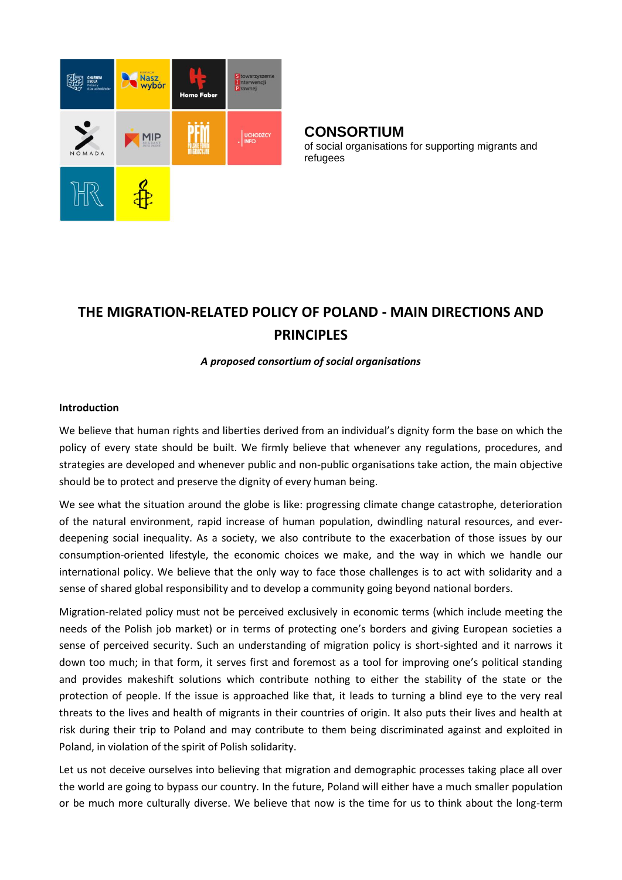**CONSORTIUM**
of social organisations for supporting migrants and refugees

# THE MIGRATION-RELATED POLICY OF POLAND - MAIN DIRECTIONS AND PRINCIPLES

***A proposed consortium of social organisations***

**Introduction**

We believe that human rights and liberties derived from an individual's dignity form the base on which the policy of every state should be built. We firmly believe that whenever any regulations, procedures, and strategies are developed and whenever public and non-public organisations take action, the main objective should be to protect and preserve the dignity of every human being.

We see what the situation around the globe is like: progressing climate change catastrophe, deterioration of the natural environment, rapid increase of human population, dwindling natural resources, and ever-deepening social inequality. As a society, we also contribute to the exacerbation of those issues by our consumption-oriented lifestyle, the economic choices we make, and the way in which we handle our international policy. We believe that the only way to face those challenges is to act with solidarity and a sense of shared global responsibility and to develop a community going beyond national borders.

Migration-related policy must not be perceived exclusively in economic terms (which include meeting the needs of the Polish job market) or in terms of protecting one's borders and giving European societies a sense of perceived security. Such an understanding of migration policy is short-sighted and it narrows it down too much; in that form, it serves first and foremost as a tool for improving one's political standing and provides makeshift solutions which contribute nothing to either the stability of the state or the protection of people. If the issue is approached like that, it leads to turning a blind eye to the very real threats to the lives and health of migrants in their countries of origin. It also puts their lives and health at risk during their trip to Poland and may contribute to them being discriminated against and exploited in Poland, in violation of the spirit of Polish solidarity.

Let us not deceive ourselves into believing that migration and demographic processes taking place all over the world are going to bypass our country. In the future, Poland will either have a much smaller population or be much more culturally diverse. We believe that now is the time for us to think about the long-term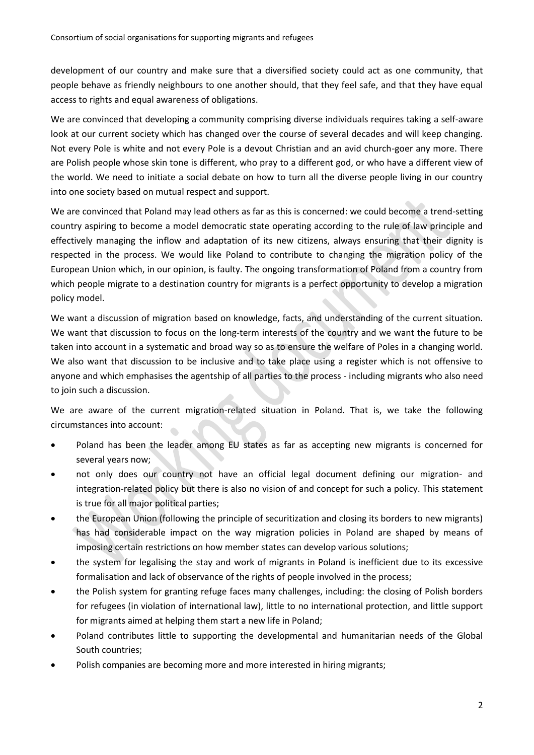development of our country and make sure that a diversified society could act as one community, that people behave as friendly neighbours to one another should, that they feel safe, and that they have equal access to rights and equal awareness of obligations.

We are convinced that developing a community comprising diverse individuals requires taking a self-aware look at our current society which has changed over the course of several decades and will keep changing. Not every Pole is white and not every Pole is a devout Christian and an avid church-goer any more. There are Polish people whose skin tone is different, who pray to a different god, or who have a different view of the world. We need to initiate a social debate on how to turn all the diverse people living in our country into one society based on mutual respect and support.

We are convinced that Poland may lead others as far as this is concerned: we could become a trend-setting country aspiring to become a model democratic state operating according to the rule of law principle and effectively managing the inflow and adaptation of its new citizens, always ensuring that their dignity is respected in the process. We would like Poland to contribute to changing the migration policy of the European Union which, in our opinion, is faulty. The ongoing transformation of Poland from a country from which people migrate to a destination country for migrants is a perfect opportunity to develop a migration policy model.

We want a discussion of migration based on knowledge, facts, and understanding of the current situation. We want that discussion to focus on the long-term interests of the country and we want the future to be taken into account in a systematic and broad way so as to ensure the welfare of Poles in a changing world. We also want that discussion to be inclusive and to take place using a register which is not offensive to anyone and which emphasises the agentship of all parties to the process - including migrants who also need to join such a discussion.

We are aware of the current migration-related situation in Poland. That is, we take the following circumstances into account:

- Poland has been the leader among EU states as far as accepting new migrants is concerned for several years now;
- not only does our country not have an official legal document defining our migration- and integration-related policy but there is also no vision of and concept for such a policy. This statement is true for all major political parties;
- the European Union (following the principle of securitization and closing its borders to new migrants) has had considerable impact on the way migration policies in Poland are shaped by means of imposing certain restrictions on how member states can develop various solutions;
- the system for legalising the stay and work of migrants in Poland is inefficient due to its excessive formalisation and lack of observance of the rights of people involved in the process;
- the Polish system for granting refuge faces many challenges, including: the closing of Polish borders for refugees (in violation of international law), little to no international protection, and little support for migrants aimed at helping them start a new life in Poland;
- Poland contributes little to supporting the developmental and humanitarian needs of the Global South countries;
- Polish companies are becoming more and more interested in hiring migrants;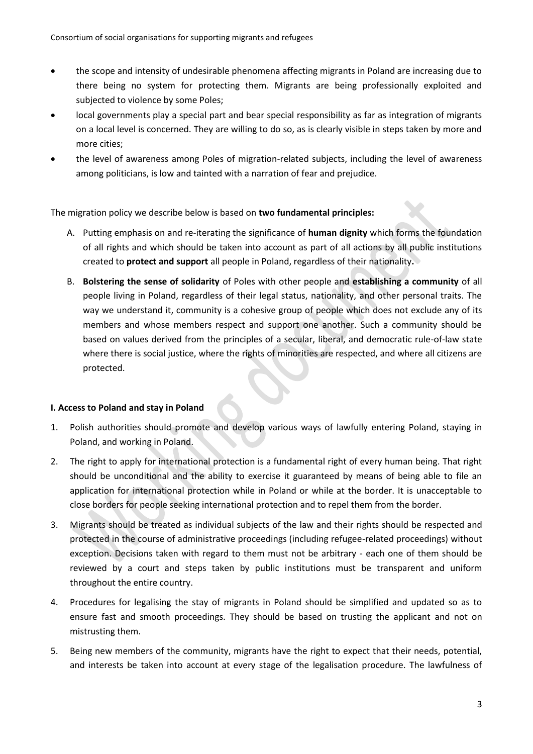- the scope and intensity of undesirable phenomena affecting migrants in Poland are increasing due to there being no system for protecting them. Migrants are being professionally exploited and subjected to violence by some Poles;
- local governments play a special part and bear special responsibility as far as integration of migrants on a local level is concerned. They are willing to do so, as is clearly visible in steps taken by more and more cities;
- the level of awareness among Poles of migration-related subjects, including the level of awareness among politicians, is low and tainted with a narration of fear and prejudice.

The migration policy we describe below is based on **two fundamental principles:**

A. Putting emphasis on and re-iterating the significance of **human dignity** which forms the foundation of all rights and which should be taken into account as part of all actions by all public institutions created to **protect and support** all people in Poland, regardless of their nationality**.**

B. **Bolstering the sense of solidarity** of Poles with other people and **establishing a community** of all people living in Poland, regardless of their legal status, nationality, and other personal traits. The way we understand it, community is a cohesive group of people which does not exclude any of its members and whose members respect and support one another. Such a community should be based on values derived from the principles of a secular, liberal, and democratic rule-of-law state where there is social justice, where the rights of minorities are respected, and where all citizens are protected.

**I. Access to Poland and stay in Poland**

1. Polish authorities should promote and develop various ways of lawfully entering Poland, staying in Poland, and working in Poland.
2. The right to apply for international protection is a fundamental right of every human being. That right should be unconditional and the ability to exercise it guaranteed by means of being able to file an application for international protection while in Poland or while at the border. It is unacceptable to close borders for people seeking international protection and to repel them from the border.
3. Migrants should be treated as individual subjects of the law and their rights should be respected and protected in the course of administrative proceedings (including refugee-related proceedings) without exception. Decisions taken with regard to them must not be arbitrary - each one of them should be reviewed by a court and steps taken by public institutions must be transparent and uniform throughout the entire country.
4. Procedures for legalising the stay of migrants in Poland should be simplified and updated so as to ensure fast and smooth proceedings. They should be based on trusting the applicant and not on mistrusting them.
5. Being new members of the community, migrants have the right to expect that their needs, potential, and interests be taken into account at every stage of the legalisation procedure. The lawfulness of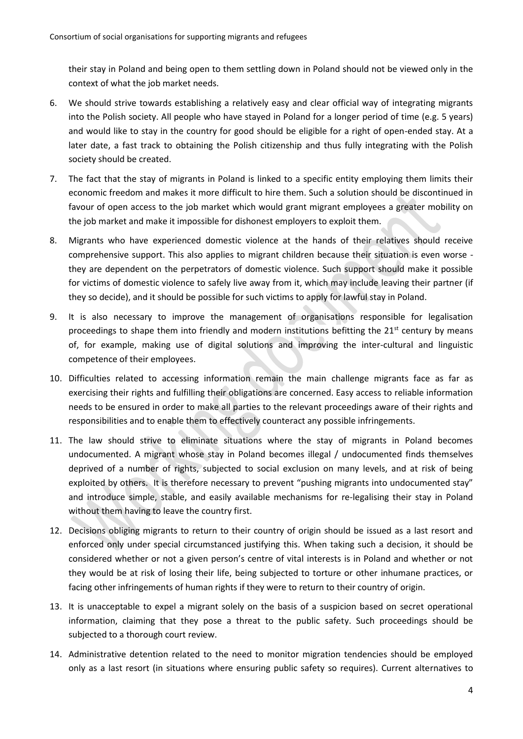their stay in Poland and being open to them settling down in Poland should not be viewed only in the context of what the job market needs.

6. We should strive towards establishing a relatively easy and clear official way of integrating migrants into the Polish society. All people who have stayed in Poland for a longer period of time (e.g. 5 years) and would like to stay in the country for good should be eligible for a right of open-ended stay. At a later date, a fast track to obtaining the Polish citizenship and thus fully integrating with the Polish society should be created.
7. The fact that the stay of migrants in Poland is linked to a specific entity employing them limits their economic freedom and makes it more difficult to hire them. Such a solution should be discontinued in favour of open access to the job market which would grant migrant employees a greater mobility on the job market and make it impossible for dishonest employers to exploit them.
8. Migrants who have experienced domestic violence at the hands of their relatives should receive comprehensive support. This also applies to migrant children because their situation is even worse - they are dependent on the perpetrators of domestic violence. Such support should make it possible for victims of domestic violence to safely live away from it, which may include leaving their partner (if they so decide), and it should be possible for such victims to apply for lawful stay in Poland.
9. It is also necessary to improve the management of organisations responsible for legalisation proceedings to shape them into friendly and modern institutions befitting the 21st century by means of, for example, making use of digital solutions and improving the inter-cultural and linguistic competence of their employees.
10. Difficulties related to accessing information remain the main challenge migrants face as far as exercising their rights and fulfilling their obligations are concerned. Easy access to reliable information needs to be ensured in order to make all parties to the relevant proceedings aware of their rights and responsibilities and to enable them to effectively counteract any possible infringements.
11. The law should strive to eliminate situations where the stay of migrants in Poland becomes undocumented. A migrant whose stay in Poland becomes illegal / undocumented finds themselves deprived of a number of rights, subjected to social exclusion on many levels, and at risk of being exploited by others. It is therefore necessary to prevent "pushing migrants into undocumented stay" and introduce simple, stable, and easily available mechanisms for re-legalising their stay in Poland without them having to leave the country first.
12. Decisions obliging migrants to return to their country of origin should be issued as a last resort and enforced only under special circumstanced justifying this. When taking such a decision, it should be considered whether or not a given person's centre of vital interests is in Poland and whether or not they would be at risk of losing their life, being subjected to torture or other inhumane practices, or facing other infringements of human rights if they were to return to their country of origin.
13. It is unacceptable to expel a migrant solely on the basis of a suspicion based on secret operational information, claiming that they pose a threat to the public safety. Such proceedings should be subjected to a thorough court review.
14. Administrative detention related to the need to monitor migration tendencies should be employed only as a last resort (in situations where ensuring public safety so requires). Current alternatives to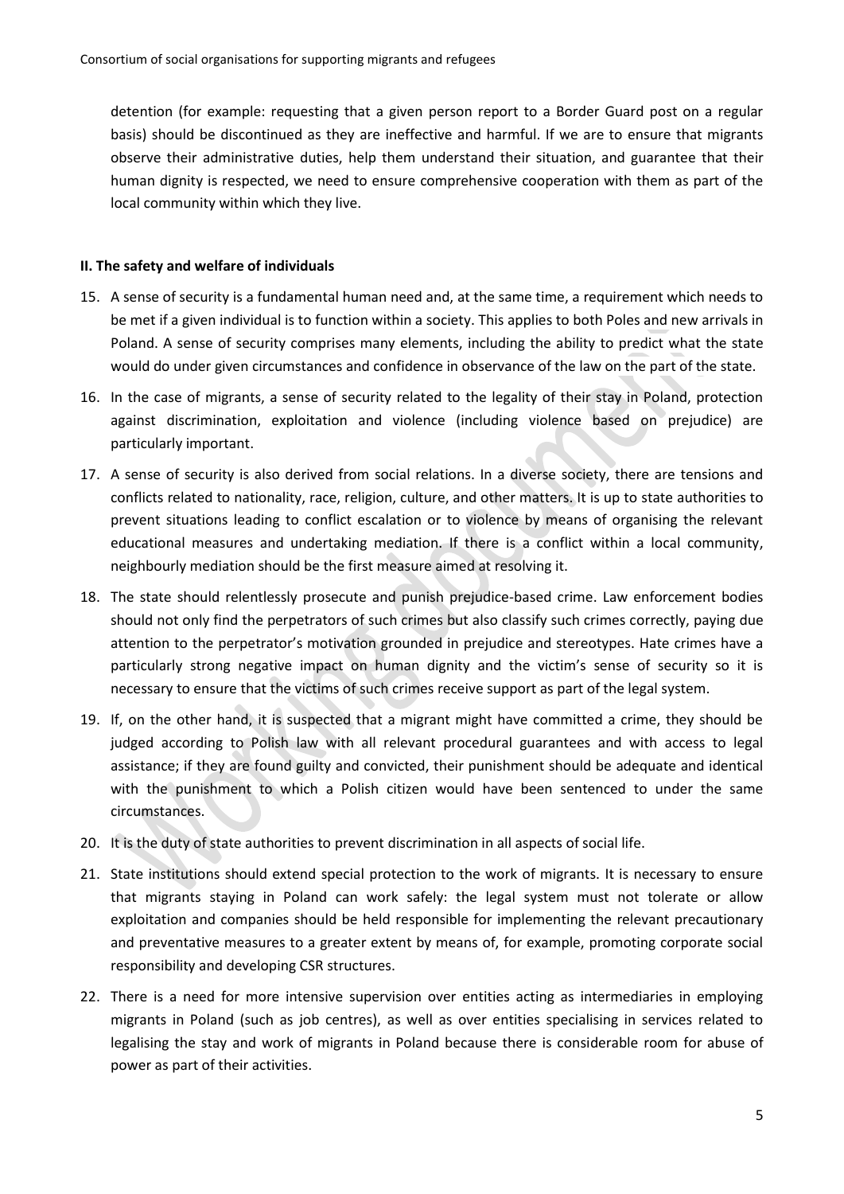detention (for example: requesting that a given person report to a Border Guard post on a regular basis) should be discontinued as they are ineffective and harmful. If we are to ensure that migrants observe their administrative duties, help them understand their situation, and guarantee that their human dignity is respected, we need to ensure comprehensive cooperation with them as part of the local community within which they live.

**II. The safety and welfare of individuals**

15. A sense of security is a fundamental human need and, at the same time, a requirement which needs to be met if a given individual is to function within a society. This applies to both Poles and new arrivals in Poland. A sense of security comprises many elements, including the ability to predict what the state would do under given circumstances and confidence in observance of the law on the part of the state.
16. In the case of migrants, a sense of security related to the legality of their stay in Poland, protection against discrimination, exploitation and violence (including violence based on prejudice) are particularly important.
17. A sense of security is also derived from social relations. In a diverse society, there are tensions and conflicts related to nationality, race, religion, culture, and other matters. It is up to state authorities to prevent situations leading to conflict escalation or to violence by means of organising the relevant educational measures and undertaking mediation. If there is a conflict within a local community, neighbourly mediation should be the first measure aimed at resolving it.
18. The state should relentlessly prosecute and punish prejudice-based crime. Law enforcement bodies should not only find the perpetrators of such crimes but also classify such crimes correctly, paying due attention to the perpetrator's motivation grounded in prejudice and stereotypes. Hate crimes have a particularly strong negative impact on human dignity and the victim's sense of security so it is necessary to ensure that the victims of such crimes receive support as part of the legal system.
19. If, on the other hand, it is suspected that a migrant might have committed a crime, they should be judged according to Polish law with all relevant procedural guarantees and with access to legal assistance; if they are found guilty and convicted, their punishment should be adequate and identical with the punishment to which a Polish citizen would have been sentenced to under the same circumstances.
20. It is the duty of state authorities to prevent discrimination in all aspects of social life.
21. State institutions should extend special protection to the work of migrants. It is necessary to ensure that migrants staying in Poland can work safely: the legal system must not tolerate or allow exploitation and companies should be held responsible for implementing the relevant precautionary and preventative measures to a greater extent by means of, for example, promoting corporate social responsibility and developing CSR structures.
22. There is a need for more intensive supervision over entities acting as intermediaries in employing migrants in Poland (such as job centres), as well as over entities specialising in services related to legalising the stay and work of migrants in Poland because there is considerable room for abuse of power as part of their activities.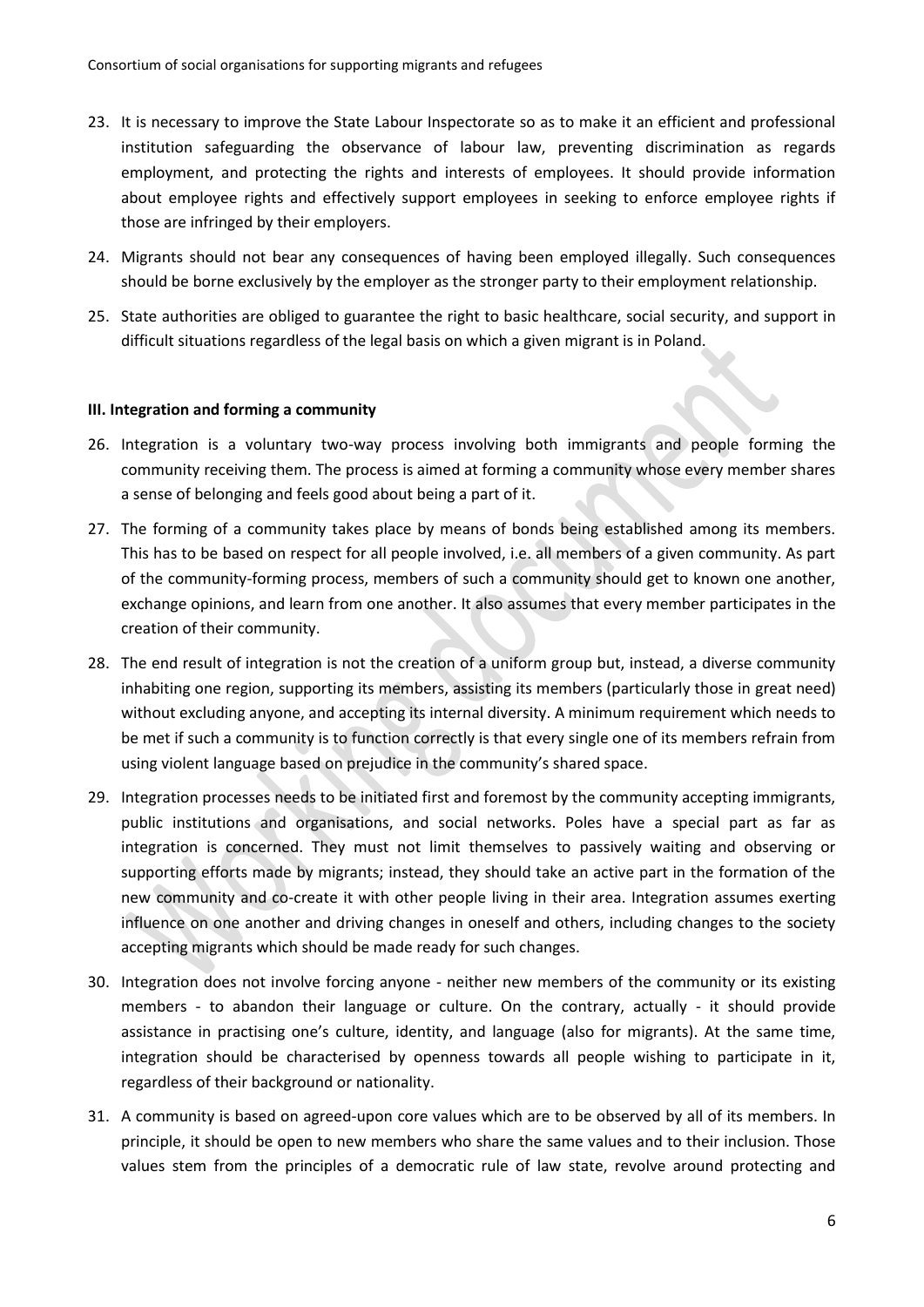23. It is necessary to improve the State Labour Inspectorate so as to make it an efficient and professional institution safeguarding the observance of labour law, preventing discrimination as regards employment, and protecting the rights and interests of employees. It should provide information about employee rights and effectively support employees in seeking to enforce employee rights if those are infringed by their employers.
24. Migrants should not bear any consequences of having been employed illegally. Such consequences should be borne exclusively by the employer as the stronger party to their employment relationship.
25. State authorities are obliged to guarantee the right to basic healthcare, social security, and support in difficult situations regardless of the legal basis on which a given migrant is in Poland.

**III. Integration and forming a community**

26. Integration is a voluntary two-way process involving both immigrants and people forming the community receiving them. The process is aimed at forming a community whose every member shares a sense of belonging and feels good about being a part of it.
27. The forming of a community takes place by means of bonds being established among its members. This has to be based on respect for all people involved, i.e. all members of a given community. As part of the community-forming process, members of such a community should get to known one another, exchange opinions, and learn from one another. It also assumes that every member participates in the creation of their community.
28. The end result of integration is not the creation of a uniform group but, instead, a diverse community inhabiting one region, supporting its members, assisting its members (particularly those in great need) without excluding anyone, and accepting its internal diversity. A minimum requirement which needs to be met if such a community is to function correctly is that every single one of its members refrain from using violent language based on prejudice in the community's shared space.
29. Integration processes needs to be initiated first and foremost by the community accepting immigrants, public institutions and organisations, and social networks. Poles have a special part as far as integration is concerned. They must not limit themselves to passively waiting and observing or supporting efforts made by migrants; instead, they should take an active part in the formation of the new community and co-create it with other people living in their area. Integration assumes exerting influence on one another and driving changes in oneself and others, including changes to the society accepting migrants which should be made ready for such changes.
30. Integration does not involve forcing anyone - neither new members of the community or its existing members - to abandon their language or culture. On the contrary, actually - it should provide assistance in practising one's culture, identity, and language (also for migrants). At the same time, integration should be characterised by openness towards all people wishing to participate in it, regardless of their background or nationality.
31. A community is based on agreed-upon core values which are to be observed by all of its members. In principle, it should be open to new members who share the same values and to their inclusion. Those values stem from the principles of a democratic rule of law state, revolve around protecting and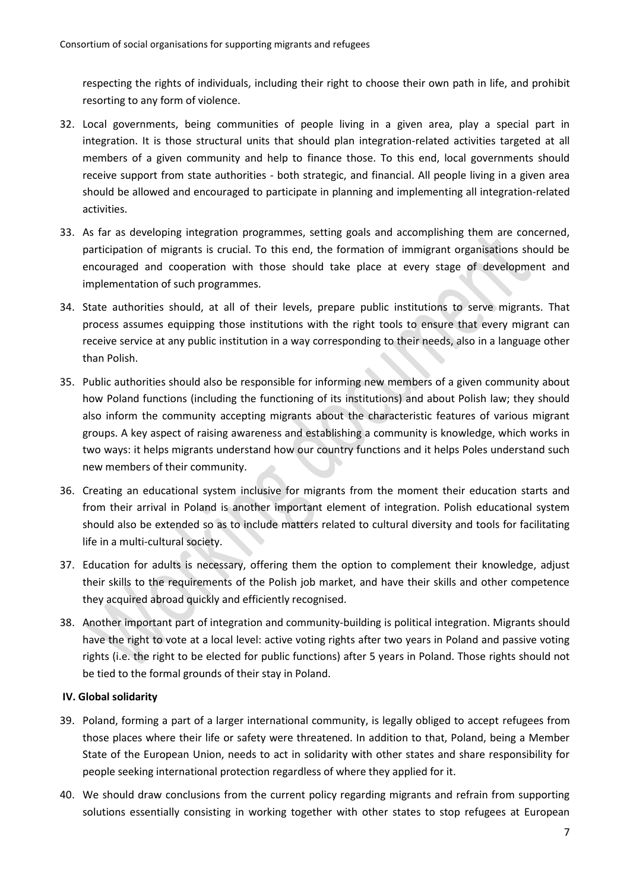respecting the rights of individuals, including their right to choose their own path in life, and prohibit resorting to any form of violence.

32. Local governments, being communities of people living in a given area, play a special part in integration. It is those structural units that should plan integration-related activities targeted at all members of a given community and help to finance those. To this end, local governments should receive support from state authorities - both strategic, and financial. All people living in a given area should be allowed and encouraged to participate in planning and implementing all integration-related activities.
33. As far as developing integration programmes, setting goals and accomplishing them are concerned, participation of migrants is crucial. To this end, the formation of immigrant organisations should be encouraged and cooperation with those should take place at every stage of development and implementation of such programmes.
34. State authorities should, at all of their levels, prepare public institutions to serve migrants. That process assumes equipping those institutions with the right tools to ensure that every migrant can receive service at any public institution in a way corresponding to their needs, also in a language other than Polish.
35. Public authorities should also be responsible for informing new members of a given community about how Poland functions (including the functioning of its institutions) and about Polish law; they should also inform the community accepting migrants about the characteristic features of various migrant groups. A key aspect of raising awareness and establishing a community is knowledge, which works in two ways: it helps migrants understand how our country functions and it helps Poles understand such new members of their community.
36. Creating an educational system inclusive for migrants from the moment their education starts and from their arrival in Poland is another important element of integration. Polish educational system should also be extended so as to include matters related to cultural diversity and tools for facilitating life in a multi-cultural society.
37. Education for adults is necessary, offering them the option to complement their knowledge, adjust their skills to the requirements of the Polish job market, and have their skills and other competence they acquired abroad quickly and efficiently recognised.
38. Another important part of integration and community-building is political integration. Migrants should have the right to vote at a local level: active voting rights after two years in Poland and passive voting rights (i.e. the right to be elected for public functions) after 5 years in Poland. Those rights should not be tied to the formal grounds of their stay in Poland.

**IV. Global solidarity**

39. Poland, forming a part of a larger international community, is legally obliged to accept refugees from those places where their life or safety were threatened. In addition to that, Poland, being a Member State of the European Union, needs to act in solidarity with other states and share responsibility for people seeking international protection regardless of where they applied for it.
40. We should draw conclusions from the current policy regarding migrants and refrain from supporting solutions essentially consisting in working together with other states to stop refugees at European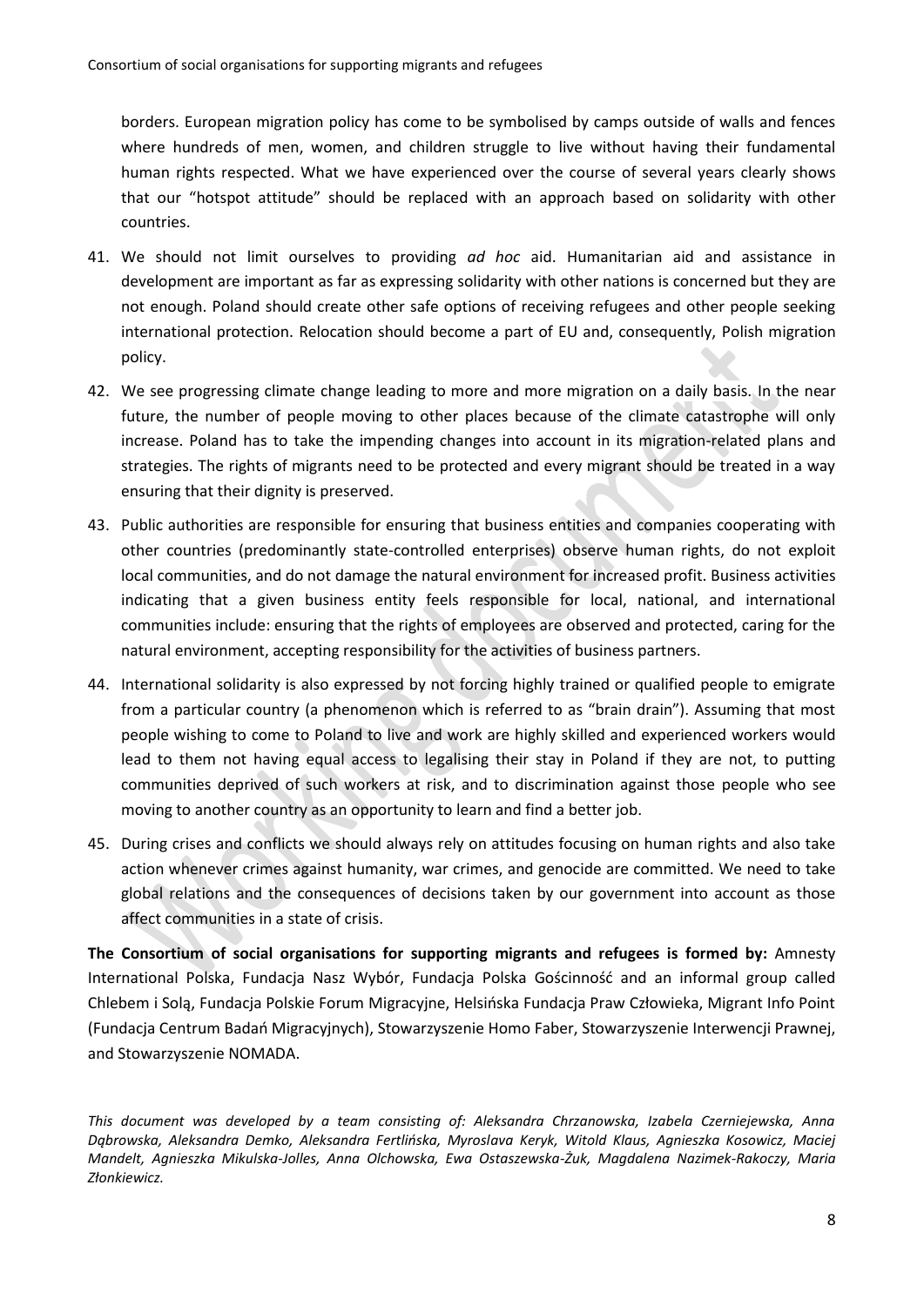borders. European migration policy has come to be symbolised by camps outside of walls and fences where hundreds of men, women, and children struggle to live without having their fundamental human rights respected. What we have experienced over the course of several years clearly shows that our "hotspot attitude" should be replaced with an approach based on solidarity with other countries.

41. We should not limit ourselves to providing *ad hoc* aid. Humanitarian aid and assistance in development are important as far as expressing solidarity with other nations is concerned but they are not enough. Poland should create other safe options of receiving refugees and other people seeking international protection. Relocation should become a part of EU and, consequently, Polish migration policy.
42. We see progressing climate change leading to more and more migration on a daily basis. In the near future, the number of people moving to other places because of the climate catastrophe will only increase. Poland has to take the impending changes into account in its migration-related plans and strategies. The rights of migrants need to be protected and every migrant should be treated in a way ensuring that their dignity is preserved.
43. Public authorities are responsible for ensuring that business entities and companies cooperating with other countries (predominantly state-controlled enterprises) observe human rights, do not exploit local communities, and do not damage the natural environment for increased profit. Business activities indicating that a given business entity feels responsible for local, national, and international communities include: ensuring that the rights of employees are observed and protected, caring for the natural environment, accepting responsibility for the activities of business partners.
44. International solidarity is also expressed by not forcing highly trained or qualified people to emigrate from a particular country (a phenomenon which is referred to as "brain drain"). Assuming that most people wishing to come to Poland to live and work are highly skilled and experienced workers would lead to them not having equal access to legalising their stay in Poland if they are not, to putting communities deprived of such workers at risk, and to discrimination against those people who see moving to another country as an opportunity to learn and find a better job.
45. During crises and conflicts we should always rely on attitudes focusing on human rights and also take action whenever crimes against humanity, war crimes, and genocide are committed. We need to take global relations and the consequences of decisions taken by our government into account as those affect communities in a state of crisis.

**The Consortium of social organisations for supporting migrants and refugees is formed by:** Amnesty International Polska, Fundacja Nasz Wybór, Fundacja Polska Gościnność and an informal group called Chlebem i Solą, Fundacja Polskie Forum Migracyjne, Helsińska Fundacja Praw Człowieka, Migrant Info Point (Fundacja Centrum Badań Migracyjnych), Stowarzyszenie Homo Faber, Stowarzyszenie Interwencji Prawnej, and Stowarzyszenie NOMADA.

*This document was developed by a team consisting of: Aleksandra Chrzanowska, Izabela Czerniejewska, Anna Dąbrowska, Aleksandra Demko, Aleksandra Fertlińska, Myroslava Keryk, Witold Klaus, Agnieszka Kosowicz, Maciej Mandelt, Agnieszka Mikulska-Jolles, Anna Olchowska, Ewa Ostaszewska-Żuk, Magdalena Nazimek-Rakoczy, Maria Złonkiewicz.*